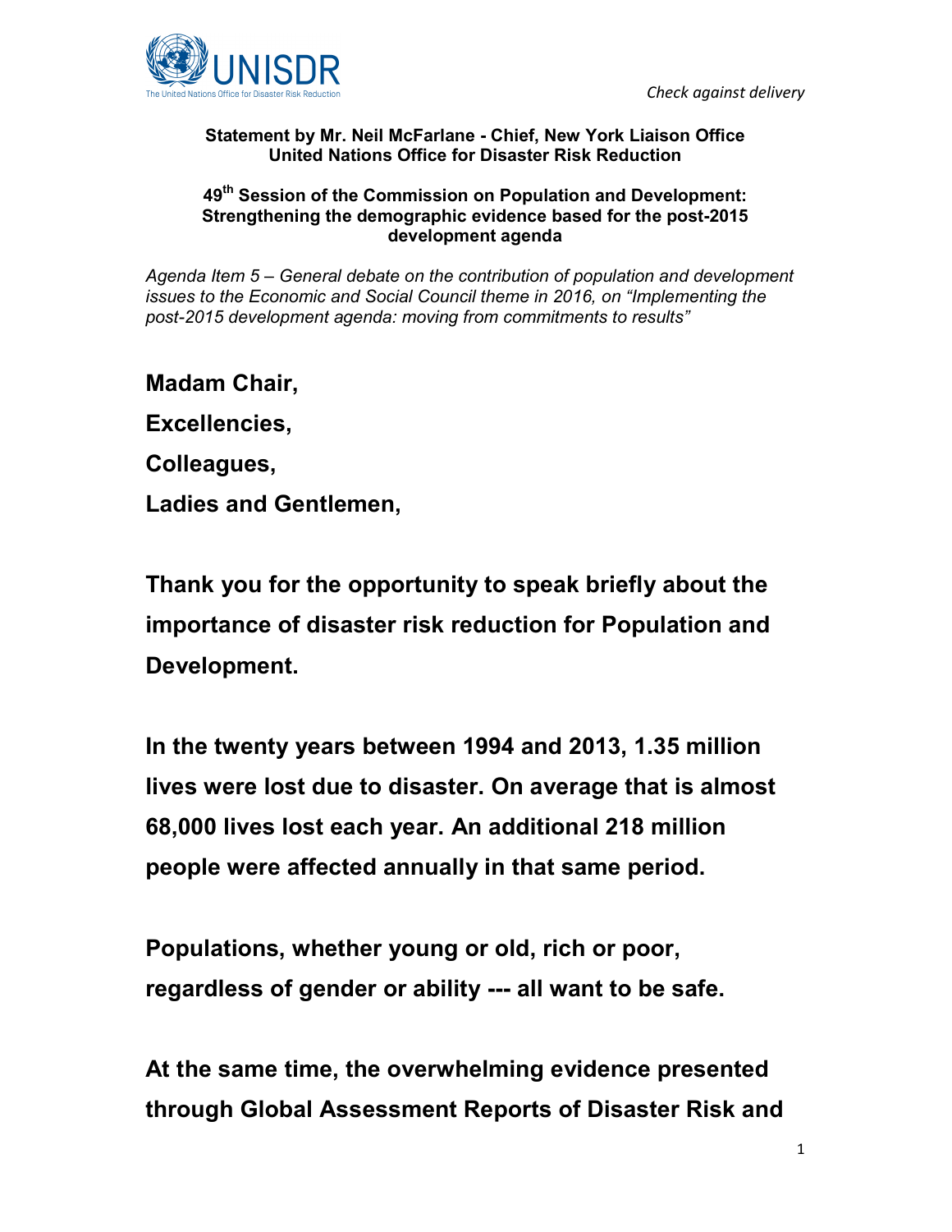*Check against delivery*

**Statement by Mr. Neil McFarlane - Chief, New York Liaison Office**
**United Nations Office for Disaster Risk Reduction**

**49th Session of the Commission on Population and Development: Strengthening the demographic evidence based for the post-2015 development agenda**

*Agenda Item 5 – General debate on the contribution of population and development issues to the Economic and Social Council theme in 2016, on "Implementing the post-2015 development agenda: moving from commitments to results"*

**Madam Chair,**

**Excellencies,**

**Colleagues,**

**Ladies and Gentlemen,**

**Thank you for the opportunity to speak briefly about the importance of disaster risk reduction for Population and Development.**

**In the twenty years between 1994 and 2013, 1.35 million lives were lost due to disaster. On average that is almost 68,000 lives lost each year. An additional 218 million people were affected annually in that same period.**

**Populations, whether young or old, rich or poor, regardless of gender or ability --- all want to be safe.**

**At the same time, the overwhelming evidence presented through Global Assessment Reports of Disaster Risk and**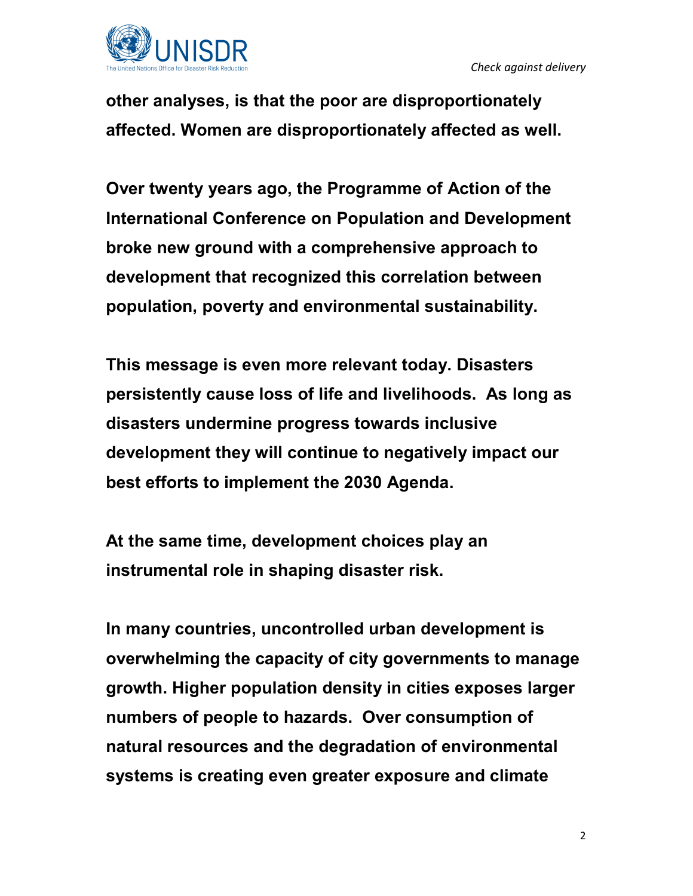**other analyses, is that the poor are disproportionately affected. Women are disproportionately affected as well.**

**Over twenty years ago, the Programme of Action of the International Conference on Population and Development broke new ground with a comprehensive approach to development that recognized this correlation between population, poverty and environmental sustainability.**

**This message is even more relevant today. Disasters persistently cause loss of life and livelihoods. As long as disasters undermine progress towards inclusive development they will continue to negatively impact our best efforts to implement the 2030 Agenda.**

**At the same time, development choices play an instrumental role in shaping disaster risk.**

**In many countries, uncontrolled urban development is overwhelming the capacity of city governments to manage growth. Higher population density in cities exposes larger numbers of people to hazards. Over consumption of natural resources and the degradation of environmental systems is creating even greater exposure and climate**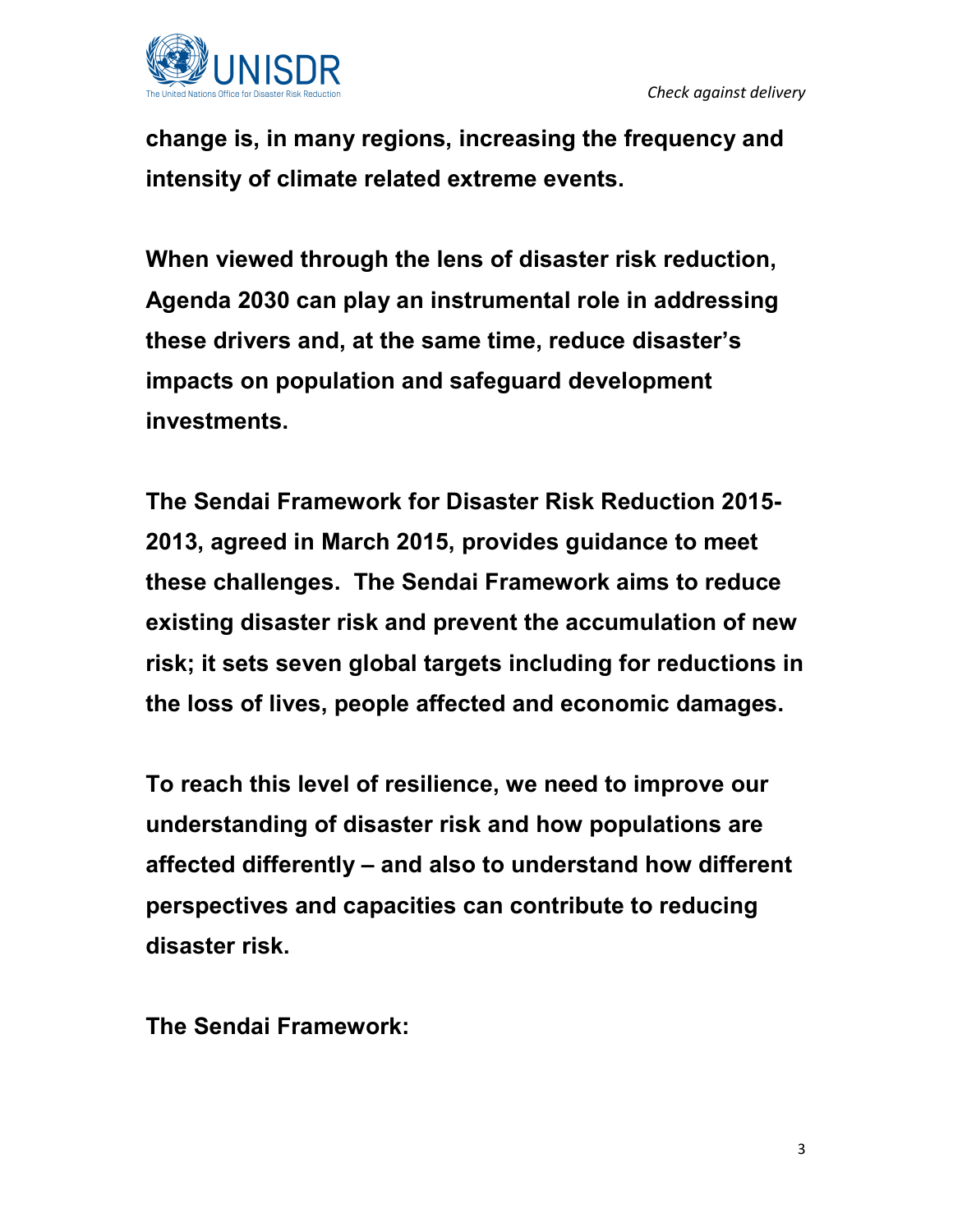**change is, in many regions, increasing the frequency and intensity of climate related extreme events.**

**When viewed through the lens of disaster risk reduction, Agenda 2030 can play an instrumental role in addressing these drivers and, at the same time, reduce disaster's impacts on population and safeguard development investments.**

**The Sendai Framework for Disaster Risk Reduction 2015-2013, agreed in March 2015, provides guidance to meet these challenges. The Sendai Framework aims to reduce existing disaster risk and prevent the accumulation of new risk; it sets seven global targets including for reductions in the loss of lives, people affected and economic damages.**

**To reach this level of resilience, we need to improve our understanding of disaster risk and how populations are affected differently – and also to understand how different perspectives and capacities can contribute to reducing disaster risk.**

**The Sendai Framework:**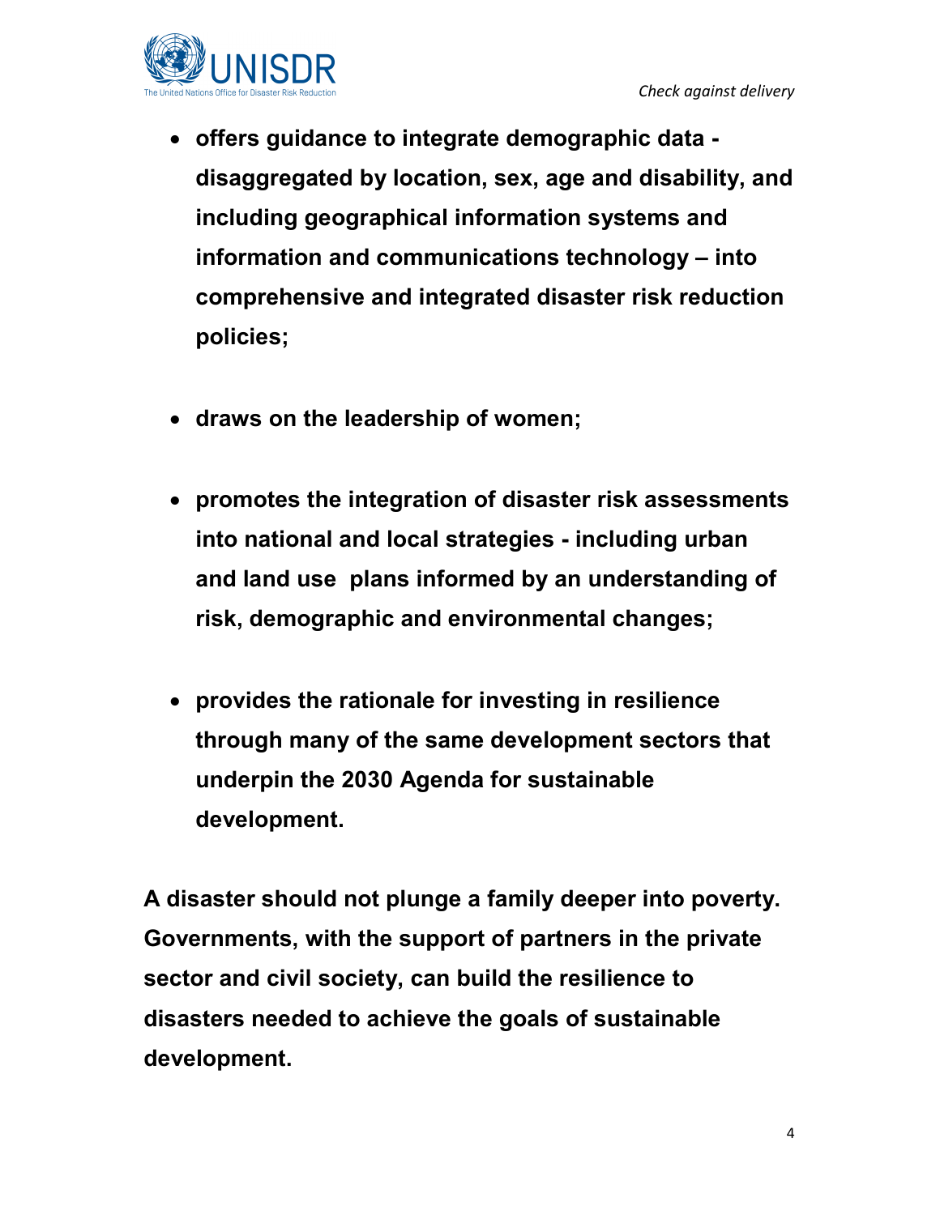- **offers guidance to integrate demographic data - disaggregated by location, sex, age and disability, and including geographical information systems and information and communications technology – into comprehensive and integrated disaster risk reduction policies;**

- **draws on the leadership of women;**

- **promotes the integration of disaster risk assessments into national and local strategies - including urban and land use plans informed by an understanding of risk, demographic and environmental changes;**

- **provides the rationale for investing in resilience through many of the same development sectors that underpin the 2030 Agenda for sustainable development.**

**A disaster should not plunge a family deeper into poverty. Governments, with the support of partners in the private sector and civil society, can build the resilience to disasters needed to achieve the goals of sustainable development.**